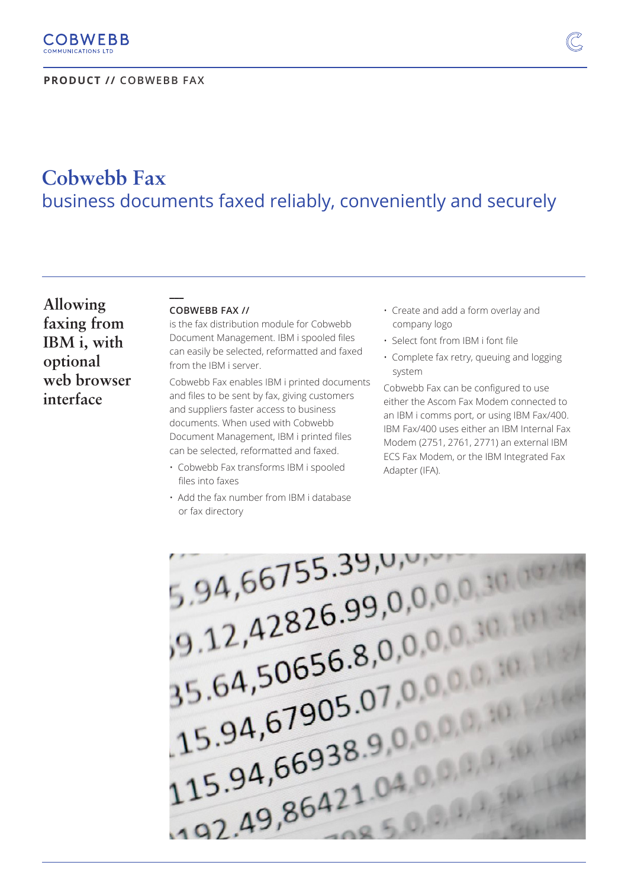COBWEBB
COMMUNICATIONS LTD

**PRODUCT //** COBWEBB FAX

# Cobwebb Fax

## business documents faxed reliably, conveniently and securely

### Allowing faxing from IBM i, with optional web browser interface

**COBWEBB FAX //**
is the fax distribution module for Cobwebb Document Management. IBM i spooled files can easily be selected, reformatted and faxed from the IBM i server.

Cobwebb Fax enables IBM i printed documents and files to be sent by fax, giving customers and suppliers faster access to business documents. When used with Cobwebb Document Management, IBM i printed files can be selected, reformatted and faxed.

- Cobwebb Fax transforms IBM i spooled files into faxes
- Add the fax number from IBM i database or fax directory
- Create and add a form overlay and company logo
- Select font from IBM i font file
- Complete fax retry, queuing and logging system

Cobwebb Fax can be configured to use either the Ascom Fax Modem connected to an IBM i comms port, or using IBM Fax/400. IBM Fax/400 uses either an IBM Internal Fax Modem (2751, 2761, 2771) an external IBM ECS Fax Modem, or the IBM Integrated Fax Adapter (IFA).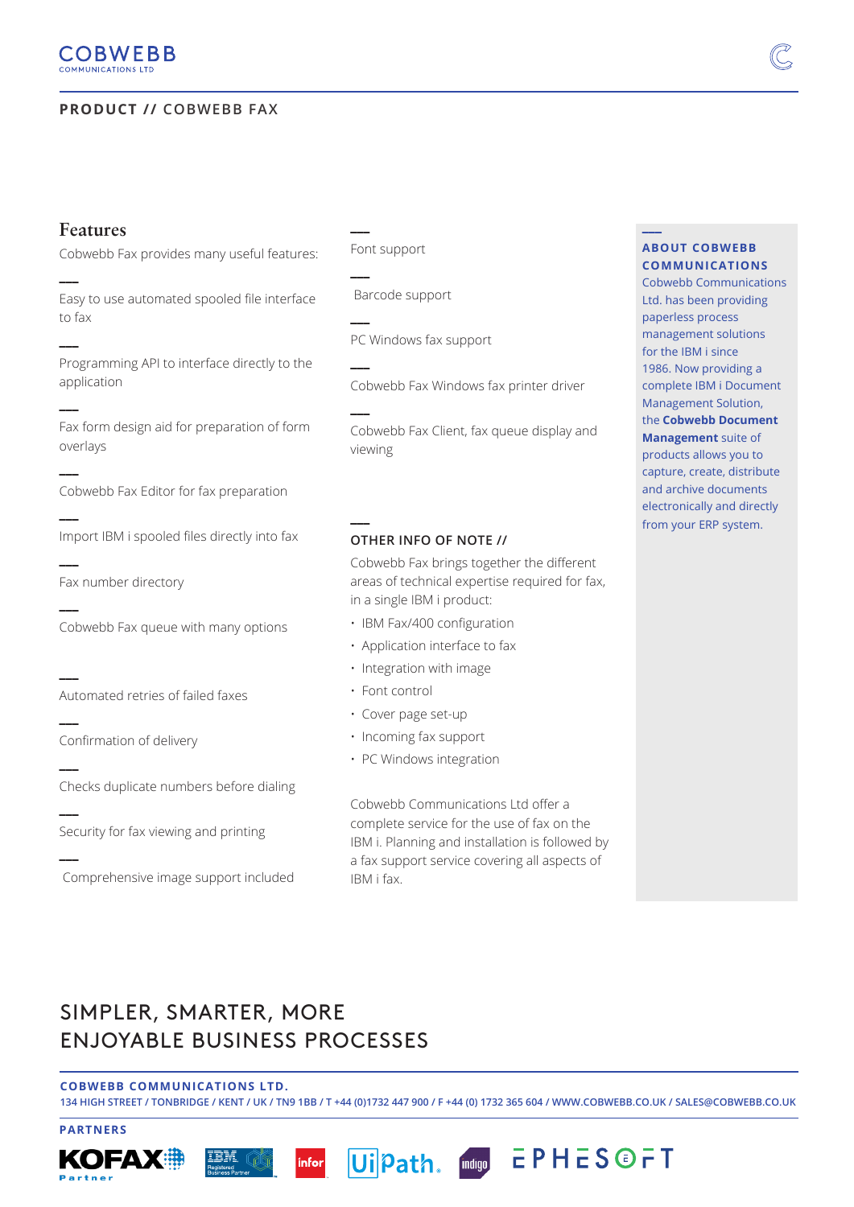**PRODUCT // COBWEBB FAX**

## Features

Cobwebb Fax provides many useful features:

- Easy to use automated spooled file interface to fax
- Programming API to interface directly to the application
- Fax form design aid for preparation of form overlays
- Cobwebb Fax Editor for fax preparation
- Import IBM i spooled files directly into fax
- Fax number directory
- Cobwebb Fax queue with many options
- Automated retries of failed faxes
- Confirmation of delivery
- Checks duplicate numbers before dialing
- Security for fax viewing and printing
- Comprehensive image support included
- Font support
- Barcode support
- PC Windows fax support
- Cobwebb Fax Windows fax printer driver
- Cobwebb Fax Client, fax queue display and viewing

## OTHER INFO OF NOTE //

Cobwebb Fax brings together the different areas of technical expertise required for fax, in a single IBM i product:

- IBM Fax/400 configuration
- Application interface to fax
- Integration with image
- Font control
- Cover page set-up
- Incoming fax support
- PC Windows integration

Cobwebb Communications Ltd offer a complete service for the use of fax on the IBM i. Planning and installation is followed by a fax support service covering all aspects of IBM i fax.

## ABOUT COBWEBB COMMUNICATIONS

Cobwebb Communications Ltd. has been providing paperless process management solutions for the IBM i since 1986. Now providing a complete IBM i Document Management Solution, the **Cobwebb Document Management** suite of products allows you to capture, create, distribute and archive documents electronically and directly from your ERP system.

## SIMPLER, SMARTER, MORE ENJOYABLE BUSINESS PROCESSES

**COBWEBB COMMUNICATIONS LTD.**
134 HIGH STREET / TONBRIDGE / KENT / UK / TN9 1BB / T +44 (0)1732 447 900 / F +44 (0) 1732 365 604 / WWW.COBWEBB.CO.UK / SALES@COBWEBB.CO.UK

**PARTNERS**

KOFAX Partner / IBM Registered Business Partner / infor / UiPath / indigo / EPHESOFT